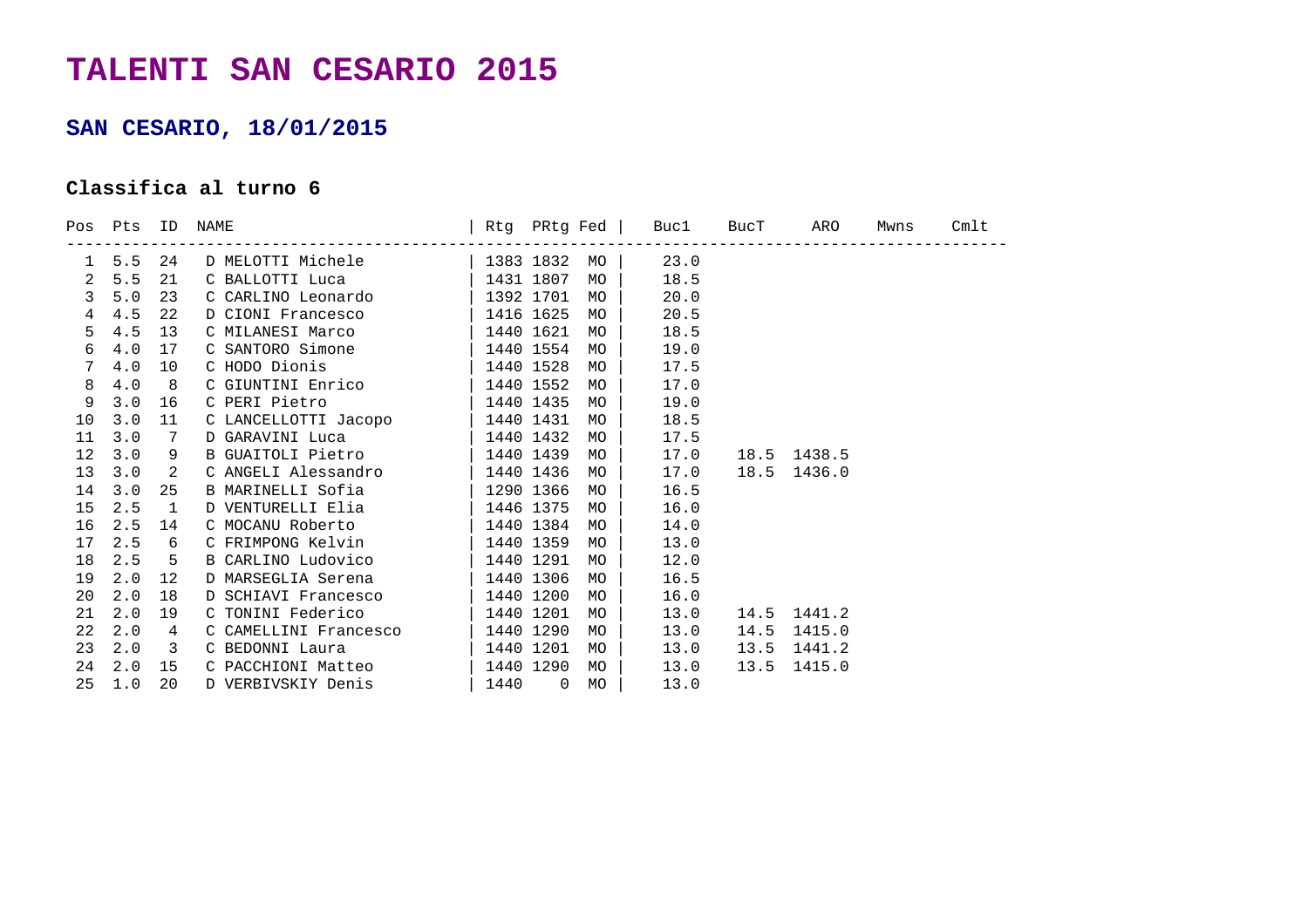# TALENTI SAN CESARIO 2015

## SAN CESARIO, 18/01/2015

### Classifica al turno 6

| Pos | Pts | ID | NAME | Rtg | PRtg | Fed | Buc1 | BucT | ARO | Mwns | Cmlt |
|---|---|---|---|---|---|---|---|---|---|---|---|
| 1 | 5.5 | 24 | D MELOTTI Michele | 1383 | 1832 | MO | 23.0 | | | | |
| 2 | 5.5 | 21 | C BALLOTTI Luca | 1431 | 1807 | MO | 18.5 | | | | |
| 3 | 5.0 | 23 | C CARLINO Leonardo | 1392 | 1701 | MO | 20.0 | | | | |
| 4 | 4.5 | 22 | D CIONI Francesco | 1416 | 1625 | MO | 20.5 | | | | |
| 5 | 4.5 | 13 | C MILANESI Marco | 1440 | 1621 | MO | 18.5 | | | | |
| 6 | 4.0 | 17 | C SANTORO Simone | 1440 | 1554 | MO | 19.0 | | | | |
| 7 | 4.0 | 10 | C HODO Dionis | 1440 | 1528 | MO | 17.5 | | | | |
| 8 | 4.0 | 8 | C GIUNTINI Enrico | 1440 | 1552 | MO | 17.0 | | | | |
| 9 | 3.0 | 16 | C PERI Pietro | 1440 | 1435 | MO | 19.0 | | | | |
| 10 | 3.0 | 11 | C LANCELLOTTI Jacopo | 1440 | 1431 | MO | 18.5 | | | | |
| 11 | 3.0 | 7 | D GARAVINI Luca | 1440 | 1432 | MO | 17.5 | | | | |
| 12 | 3.0 | 9 | B GUAITOLI Pietro | 1440 | 1439 | MO | 17.0 | 18.5 | 1438.5 | | |
| 13 | 3.0 | 2 | C ANGELI Alessandro | 1440 | 1436 | MO | 17.0 | 18.5 | 1436.0 | | |
| 14 | 3.0 | 25 | B MARINELLI Sofia | 1290 | 1366 | MO | 16.5 | | | | |
| 15 | 2.5 | 1 | D VENTURELLI Elia | 1446 | 1375 | MO | 16.0 | | | | |
| 16 | 2.5 | 14 | C MOCANU Roberto | 1440 | 1384 | MO | 14.0 | | | | |
| 17 | 2.5 | 6 | C FRIMPONG Kelvin | 1440 | 1359 | MO | 13.0 | | | | |
| 18 | 2.5 | 5 | B CARLINO Ludovico | 1440 | 1291 | MO | 12.0 | | | | |
| 19 | 2.0 | 12 | D MARSEGLIA Serena | 1440 | 1306 | MO | 16.5 | | | | |
| 20 | 2.0 | 18 | D SCHIAVI Francesco | 1440 | 1200 | MO | 16.0 | | | | |
| 21 | 2.0 | 19 | C TONINI Federico | 1440 | 1201 | MO | 13.0 | 14.5 | 1441.2 | | |
| 22 | 2.0 | 4 | C CAMELLINI Francesco | 1440 | 1290 | MO | 13.0 | 14.5 | 1415.0 | | |
| 23 | 2.0 | 3 | C BEDONNI Laura | 1440 | 1201 | MO | 13.0 | 13.5 | 1441.2 | | |
| 24 | 2.0 | 15 | C PACCHIONI Matteo | 1440 | 1290 | MO | 13.0 | 13.5 | 1415.0 | | |
| 25 | 1.0 | 20 | D VERBIVSKIY Denis | 1440 | 0 | MO | 13.0 | | | | |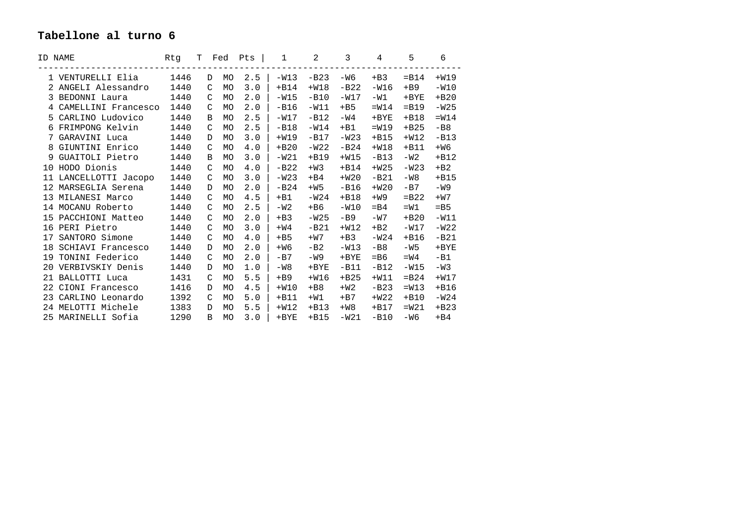**Tabellone al turno 6**

| ID | NAME | Rtg | T | Fed | Pts | 1 | 2 | 3 | 4 | 5 | 6 |
|---|---|---|---|---|---|---|---|---|---|---|---|
| 1 | VENTURELLI Elia | 1446 | D | MO | 2.5 | -W13 | -B23 | -W6 | +B3 | =B14 | +W19 |
| 2 | ANGELI Alessandro | 1440 | C | MO | 3.0 | +B14 | +W18 | -B22 | -W16 | +B9 | -W10 |
| 3 | BEDONNI Laura | 1440 | C | MO | 2.0 | -W15 | -B10 | -W17 | -W1 | +BYE | +B20 |
| 4 | CAMELLINI Francesco | 1440 | C | MO | 2.0 | -B16 | -W11 | +B5 | =W14 | =B19 | -W25 |
| 5 | CARLINO Ludovico | 1440 | B | MO | 2.5 | -W17 | -B12 | -W4 | +BYE | +B18 | =W14 |
| 6 | FRIMPONG Kelvin | 1440 | C | MO | 2.5 | -B18 | -W14 | +B1 | =W19 | +B25 | -B8 |
| 7 | GARAVINI Luca | 1440 | D | MO | 3.0 | +W19 | -B17 | -W23 | +B15 | +W12 | -B13 |
| 8 | GIUNTINI Enrico | 1440 | C | MO | 4.0 | +B20 | -W22 | -B24 | +W18 | +B11 | +W6 |
| 9 | GUAITOLI Pietro | 1440 | B | MO | 3.0 | -W21 | +B19 | +W15 | -B13 | -W2 | +B12 |
| 10 | HODO Dionis | 1440 | C | MO | 4.0 | -B22 | +W3 | +B14 | +W25 | -W23 | +B2 |
| 11 | LANCELLOTTI Jacopo | 1440 | C | MO | 3.0 | -W23 | +B4 | +W20 | -B21 | -W8 | +B15 |
| 12 | MARSEGLIA Serena | 1440 | D | MO | 2.0 | -B24 | +W5 | -B16 | +W20 | -B7 | -W9 |
| 13 | MILANESI Marco | 1440 | C | MO | 4.5 | +B1 | -W24 | +B18 | +W9 | =B22 | +W7 |
| 14 | MOCANU Roberto | 1440 | C | MO | 2.5 | -W2 | +B6 | -W10 | =B4 | =W1 | =B5 |
| 15 | PACCHIONI Matteo | 1440 | C | MO | 2.0 | +B3 | -W25 | -B9 | -W7 | +B20 | -W11 |
| 16 | PERI Pietro | 1440 | C | MO | 3.0 | +W4 | -B21 | +W12 | +B2 | -W17 | -W22 |
| 17 | SANTORO Simone | 1440 | C | MO | 4.0 | +B5 | +W7 | +B3 | -W24 | +B16 | -B21 |
| 18 | SCHIAVI Francesco | 1440 | D | MO | 2.0 | +W6 | -B2 | -W13 | -B8 | -W5 | +BYE |
| 19 | TONINI Federico | 1440 | C | MO | 2.0 | -B7 | -W9 | +BYE | =B6 | =W4 | -B1 |
| 20 | VERBIVSKIY Denis | 1440 | D | MO | 1.0 | -W8 | +BYE | -B11 | -B12 | -W15 | -W3 |
| 21 | BALLOTTI Luca | 1431 | C | MO | 5.5 | +B9 | +W16 | +B25 | +W11 | =B24 | +W17 |
| 22 | CIONI Francesco | 1416 | D | MO | 4.5 | +W10 | +B8 | +W2 | -B23 | =W13 | +B16 |
| 23 | CARLINO Leonardo | 1392 | C | MO | 5.0 | +B11 | +W1 | +B7 | +W22 | +B10 | -W24 |
| 24 | MELOTTI Michele | 1383 | D | MO | 5.5 | +W12 | +B13 | +W8 | +B17 | =W21 | +B23 |
| 25 | MARINELLI Sofia | 1290 | B | MO | 3.0 | +BYE | +B15 | -W21 | -B10 | -W6 | +B4 |